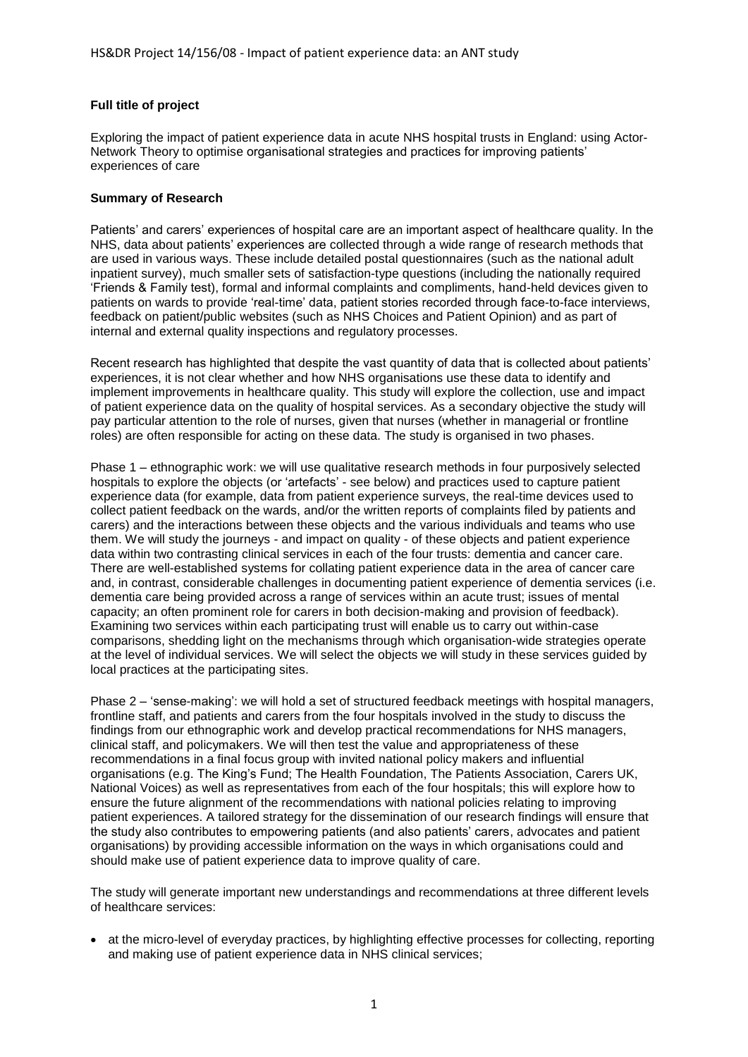**Full title of project**

Exploring the impact of patient experience data in acute NHS hospital trusts in England: using Actor-Network Theory to optimise organisational strategies and practices for improving patients' experiences of care

**Summary of Research**

Patients' and carers' experiences of hospital care are an important aspect of healthcare quality. In the NHS, data about patients' experiences are collected through a wide range of research methods that are used in various ways. These include detailed postal questionnaires (such as the national adult inpatient survey), much smaller sets of satisfaction-type questions (including the nationally required 'Friends & Family test), formal and informal complaints and compliments, hand-held devices given to patients on wards to provide 'real-time' data, patient stories recorded through face-to-face interviews, feedback on patient/public websites (such as NHS Choices and Patient Opinion) and as part of internal and external quality inspections and regulatory processes.

Recent research has highlighted that despite the vast quantity of data that is collected about patients' experiences, it is not clear whether and how NHS organisations use these data to identify and implement improvements in healthcare quality. This study will explore the collection, use and impact of patient experience data on the quality of hospital services. As a secondary objective the study will pay particular attention to the role of nurses, given that nurses (whether in managerial or frontline roles) are often responsible for acting on these data. The study is organised in two phases.

Phase 1 – ethnographic work: we will use qualitative research methods in four purposively selected hospitals to explore the objects (or 'artefacts' - see below) and practices used to capture patient experience data (for example, data from patient experience surveys, the real-time devices used to collect patient feedback on the wards, and/or the written reports of complaints filed by patients and carers) and the interactions between these objects and the various individuals and teams who use them. We will study the journeys - and impact on quality - of these objects and patient experience data within two contrasting clinical services in each of the four trusts: dementia and cancer care. There are well-established systems for collating patient experience data in the area of cancer care and, in contrast, considerable challenges in documenting patient experience of dementia services (i.e. dementia care being provided across a range of services within an acute trust; issues of mental capacity; an often prominent role for carers in both decision-making and provision of feedback). Examining two services within each participating trust will enable us to carry out within-case comparisons, shedding light on the mechanisms through which organisation-wide strategies operate at the level of individual services. We will select the objects we will study in these services guided by local practices at the participating sites.

Phase 2 – 'sense-making': we will hold a set of structured feedback meetings with hospital managers, frontline staff, and patients and carers from the four hospitals involved in the study to discuss the findings from our ethnographic work and develop practical recommendations for NHS managers, clinical staff, and policymakers. We will then test the value and appropriateness of these recommendations in a final focus group with invited national policy makers and influential organisations (e.g. The King's Fund; The Health Foundation, The Patients Association, Carers UK, National Voices) as well as representatives from each of the four hospitals; this will explore how to ensure the future alignment of the recommendations with national policies relating to improving patient experiences. A tailored strategy for the dissemination of our research findings will ensure that the study also contributes to empowering patients (and also patients' carers, advocates and patient organisations) by providing accessible information on the ways in which organisations could and should make use of patient experience data to improve quality of care.

The study will generate important new understandings and recommendations at three different levels of healthcare services:

- at the micro-level of everyday practices, by highlighting effective processes for collecting, reporting and making use of patient experience data in NHS clinical services;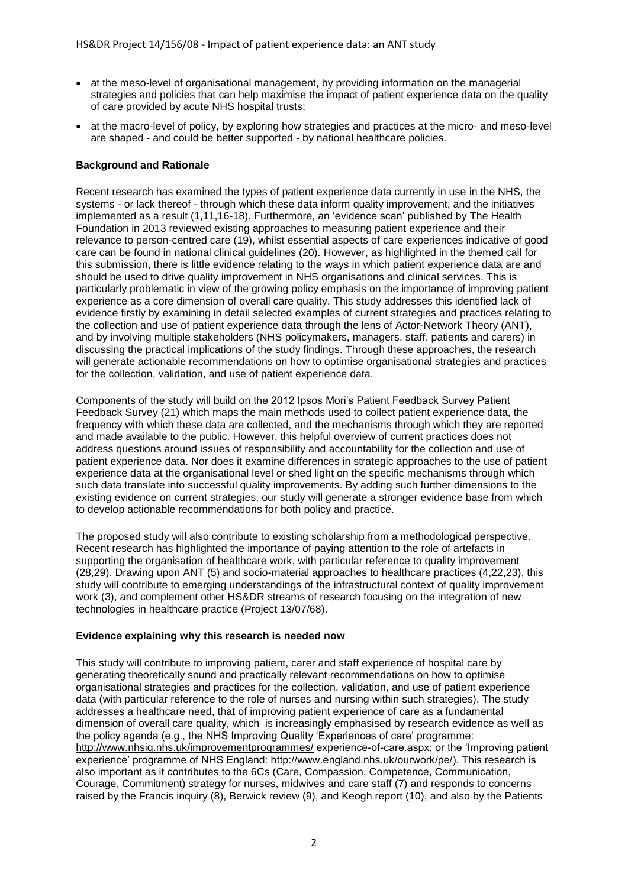- at the meso-level of organisational management, by providing information on the managerial strategies and policies that can help maximise the impact of patient experience data on the quality of care provided by acute NHS hospital trusts;
- at the macro-level of policy, by exploring how strategies and practices at the micro- and meso-level are shaped - and could be better supported - by national healthcare policies.

**Background and Rationale**

Recent research has examined the types of patient experience data currently in use in the NHS, the systems - or lack thereof - through which these data inform quality improvement, and the initiatives implemented as a result (1,11,16-18). Furthermore, an 'evidence scan' published by The Health Foundation in 2013 reviewed existing approaches to measuring patient experience and their relevance to person-centred care (19), whilst essential aspects of care experiences indicative of good care can be found in national clinical guidelines (20). However, as highlighted in the themed call for this submission, there is little evidence relating to the ways in which patient experience data are and should be used to drive quality improvement in NHS organisations and clinical services. This is particularly problematic in view of the growing policy emphasis on the importance of improving patient experience as a core dimension of overall care quality. This study addresses this identified lack of evidence firstly by examining in detail selected examples of current strategies and practices relating to the collection and use of patient experience data through the lens of Actor-Network Theory (ANT), and by involving multiple stakeholders (NHS policymakers, managers, staff, patients and carers) in discussing the practical implications of the study findings. Through these approaches, the research will generate actionable recommendations on how to optimise organisational strategies and practices for the collection, validation, and use of patient experience data.

Components of the study will build on the 2012 Ipsos Mori's Patient Feedback Survey Patient Feedback Survey (21) which maps the main methods used to collect patient experience data, the frequency with which these data are collected, and the mechanisms through which they are reported and made available to the public. However, this helpful overview of current practices does not address questions around issues of responsibility and accountability for the collection and use of patient experience data. Nor does it examine differences in strategic approaches to the use of patient experience data at the organisational level or shed light on the specific mechanisms through which such data translate into successful quality improvements. By adding such further dimensions to the existing evidence on current strategies, our study will generate a stronger evidence base from which to develop actionable recommendations for both policy and practice.

The proposed study will also contribute to existing scholarship from a methodological perspective. Recent research has highlighted the importance of paying attention to the role of artefacts in supporting the organisation of healthcare work, with particular reference to quality improvement (28,29). Drawing upon ANT (5) and socio-material approaches to healthcare practices (4,22,23), this study will contribute to emerging understandings of the infrastructural context of quality improvement work (3), and complement other HS&DR streams of research focusing on the integration of new technologies in healthcare practice (Project 13/07/68).

**Evidence explaining why this research is needed now**

This study will contribute to improving patient, carer and staff experience of hospital care by generating theoretically sound and practically relevant recommendations on how to optimise organisational strategies and practices for the collection, validation, and use of patient experience data (with particular reference to the role of nurses and nursing within such strategies). The study addresses a healthcare need, that of improving patient experience of care as a fundamental dimension of overall care quality, which is increasingly emphasised by research evidence as well as the policy agenda (e.g., the NHS Improving Quality 'Experiences of care' programme: http://www.nhsiq.nhs.uk/improvementprogrammes/ experience-of-care.aspx; or the 'Improving patient experience' programme of NHS England: http://www.england.nhs.uk/ourwork/pe/). This research is also important as it contributes to the 6Cs (Care, Compassion, Competence, Communication, Courage, Commitment) strategy for nurses, midwives and care staff (7) and responds to concerns raised by the Francis inquiry (8), Berwick review (9), and Keogh report (10), and also by the Patients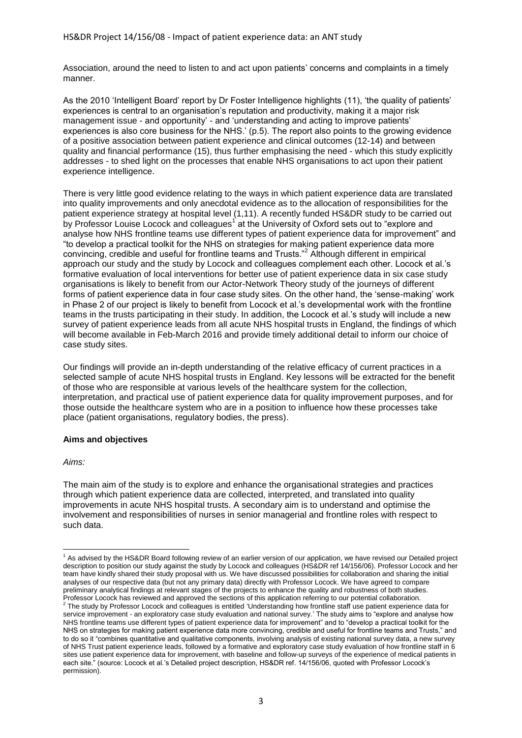Association, around the need to listen to and act upon patients' concerns and complaints in a timely manner.

As the 2010 'Intelligent Board' report by Dr Foster Intelligence highlights (11), 'the quality of patients' experiences is central to an organisation's reputation and productivity, making it a major risk management issue - and opportunity' - and 'understanding and acting to improve patients' experiences is also core business for the NHS.' (p.5). The report also points to the growing evidence of a positive association between patient experience and clinical outcomes (12-14) and between quality and financial performance (15), thus further emphasising the need - which this study explicitly addresses - to shed light on the processes that enable NHS organisations to act upon their patient experience intelligence.

There is very little good evidence relating to the ways in which patient experience data are translated into quality improvements and only anecdotal evidence as to the allocation of responsibilities for the patient experience strategy at hospital level (1,11). A recently funded HS&DR study to be carried out by Professor Louise Locock and colleagues[1] at the University of Oxford sets out to "explore and analyse how NHS frontline teams use different types of patient experience data for improvement" and "to develop a practical toolkit for the NHS on strategies for making patient experience data more convincing, credible and useful for frontline teams and Trusts."[2] Although different in empirical approach our study and the study by Locock and colleagues complement each other. Locock et al.'s formative evaluation of local interventions for better use of patient experience data in six case study organisations is likely to benefit from our Actor-Network Theory study of the journeys of different forms of patient experience data in four case study sites. On the other hand, the 'sense-making' work in Phase 2 of our project is likely to benefit from Locock et al.'s developmental work with the frontline teams in the trusts participating in their study. In addition, the Locock et al.'s study will include a new survey of patient experience leads from all acute NHS hospital trusts in England, the findings of which will become available in Feb-March 2016 and provide timely additional detail to inform our choice of case study sites.

Our findings will provide an in-depth understanding of the relative efficacy of current practices in a selected sample of acute NHS hospital trusts in England. Key lessons will be extracted for the benefit of those who are responsible at various levels of the healthcare system for the collection, interpretation, and practical use of patient experience data for quality improvement purposes, and for those outside the healthcare system who are in a position to influence how these processes take place (patient organisations, regulatory bodies, the press).

**Aims and objectives**

*Aims:*

The main aim of the study is to explore and enhance the organisational strategies and practices through which patient experience data are collected, interpreted, and translated into quality improvements in acute NHS hospital trusts. A secondary aim is to understand and optimise the involvement and responsibilities of nurses in senior managerial and frontline roles with respect to such data.

---

[1] As advised by the HS&DR Board following review of an earlier version of our application, we have revised our Detailed project description to position our study against the study by Locock and colleagues (HS&DR ref 14/156/06). Professor Locock and her team have kindly shared their study proposal with us. We have discussed possibilities for collaboration and sharing the initial analyses of our respective data (but not any primary data) directly with Professor Locock. We have agreed to compare preliminary analytical findings at relevant stages of the projects to enhance the quality and robustness of both studies. Professor Locock has reviewed and approved the sections of this application referring to our potential collaboration.

[2] The study by Professor Locock and colleagues is entitled 'Understanding how frontline staff use patient experience data for service improvement - an exploratory case study evaluation and national survey.' The study aims to "explore and analyse how NHS frontline teams use different types of patient experience data for improvement" and to "develop a practical toolkit for the NHS on strategies for making patient experience data more convincing, credible and useful for frontline teams and Trusts," and to do so it "combines quantitative and qualitative components, involving analysis of existing national survey data, a new survey of NHS Trust patient experience leads, followed by a formative and exploratory case study evaluation of how frontline staff in 6 sites use patient experience data for improvement, with baseline and follow-up surveys of the experience of medical patients in each site." (source: Locock et al.'s Detailed project description, HS&DR ref. 14/156/06, quoted with Professor Locock's permission).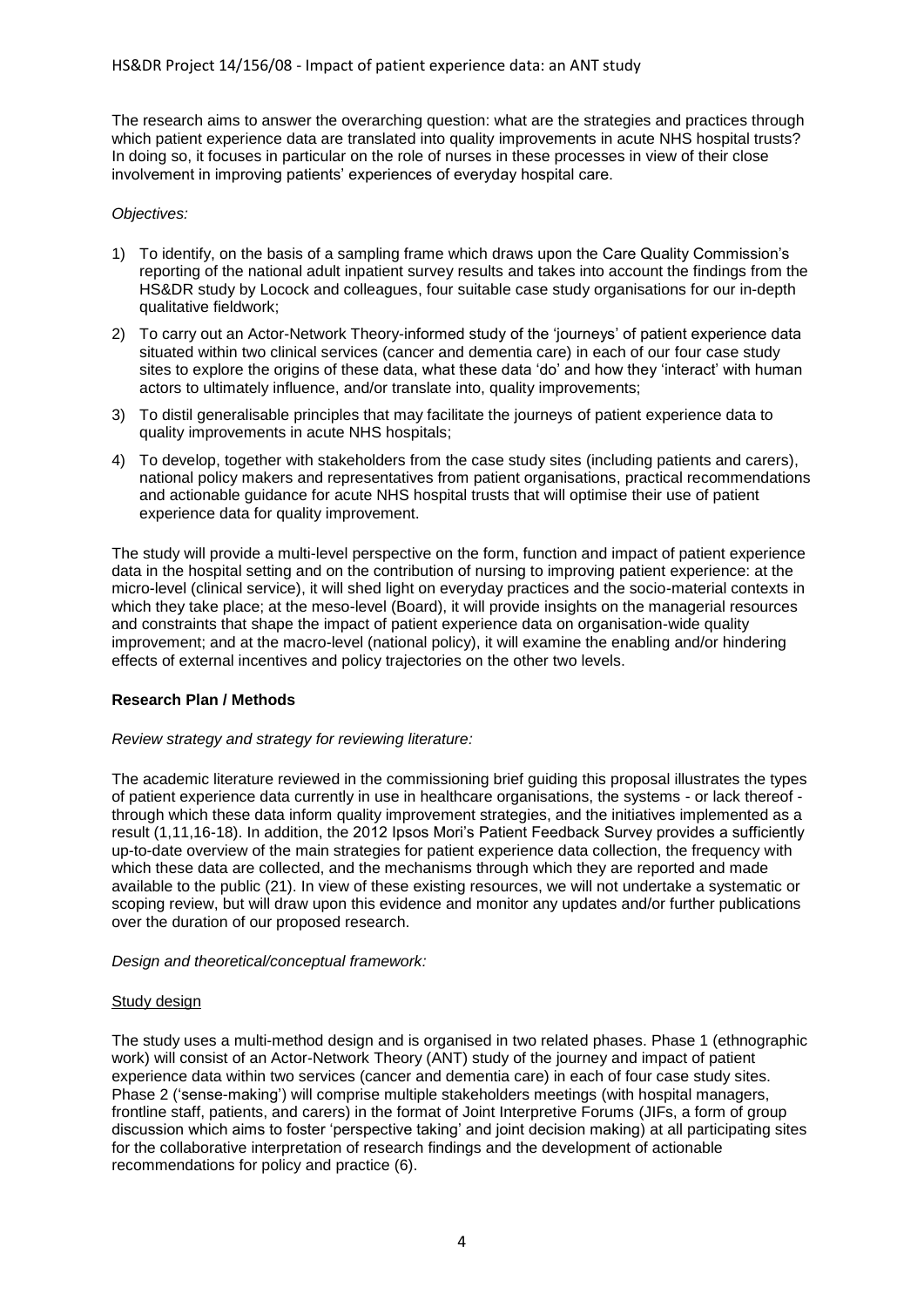The research aims to answer the overarching question: what are the strategies and practices through which patient experience data are translated into quality improvements in acute NHS hospital trusts? In doing so, it focuses in particular on the role of nurses in these processes in view of their close involvement in improving patients' experiences of everyday hospital care.

*Objectives:*

1) To identify, on the basis of a sampling frame which draws upon the Care Quality Commission's reporting of the national adult inpatient survey results and takes into account the findings from the HS&DR study by Locock and colleagues, four suitable case study organisations for our in-depth qualitative fieldwork;
2) To carry out an Actor-Network Theory-informed study of the 'journeys' of patient experience data situated within two clinical services (cancer and dementia care) in each of our four case study sites to explore the origins of these data, what these data 'do' and how they 'interact' with human actors to ultimately influence, and/or translate into, quality improvements;
3) To distil generalisable principles that may facilitate the journeys of patient experience data to quality improvements in acute NHS hospitals;
4) To develop, together with stakeholders from the case study sites (including patients and carers), national policy makers and representatives from patient organisations, practical recommendations and actionable guidance for acute NHS hospital trusts that will optimise their use of patient experience data for quality improvement.

The study will provide a multi-level perspective on the form, function and impact of patient experience data in the hospital setting and on the contribution of nursing to improving patient experience: at the micro-level (clinical service), it will shed light on everyday practices and the socio-material contexts in which they take place; at the meso-level (Board), it will provide insights on the managerial resources and constraints that shape the impact of patient experience data on organisation-wide quality improvement; and at the macro-level (national policy), it will examine the enabling and/or hindering effects of external incentives and policy trajectories on the other two levels.

**Research Plan / Methods**

*Review strategy and strategy for reviewing literature:*

The academic literature reviewed in the commissioning brief guiding this proposal illustrates the types of patient experience data currently in use in healthcare organisations, the systems - or lack thereof - through which these data inform quality improvement strategies, and the initiatives implemented as a result (1,11,16-18). In addition, the 2012 Ipsos Mori's Patient Feedback Survey provides a sufficiently up-to-date overview of the main strategies for patient experience data collection, the frequency with which these data are collected, and the mechanisms through which they are reported and made available to the public (21). In view of these existing resources, we will not undertake a systematic or scoping review, but will draw upon this evidence and monitor any updates and/or further publications over the duration of our proposed research.

*Design and theoretical/conceptual framework:*

Study design

The study uses a multi-method design and is organised in two related phases. Phase 1 (ethnographic work) will consist of an Actor-Network Theory (ANT) study of the journey and impact of patient experience data within two services (cancer and dementia care) in each of four case study sites. Phase 2 ('sense-making') will comprise multiple stakeholders meetings (with hospital managers, frontline staff, patients, and carers) in the format of Joint Interpretive Forums (JIFs, a form of group discussion which aims to foster 'perspective taking' and joint decision making) at all participating sites for the collaborative interpretation of research findings and the development of actionable recommendations for policy and practice (6).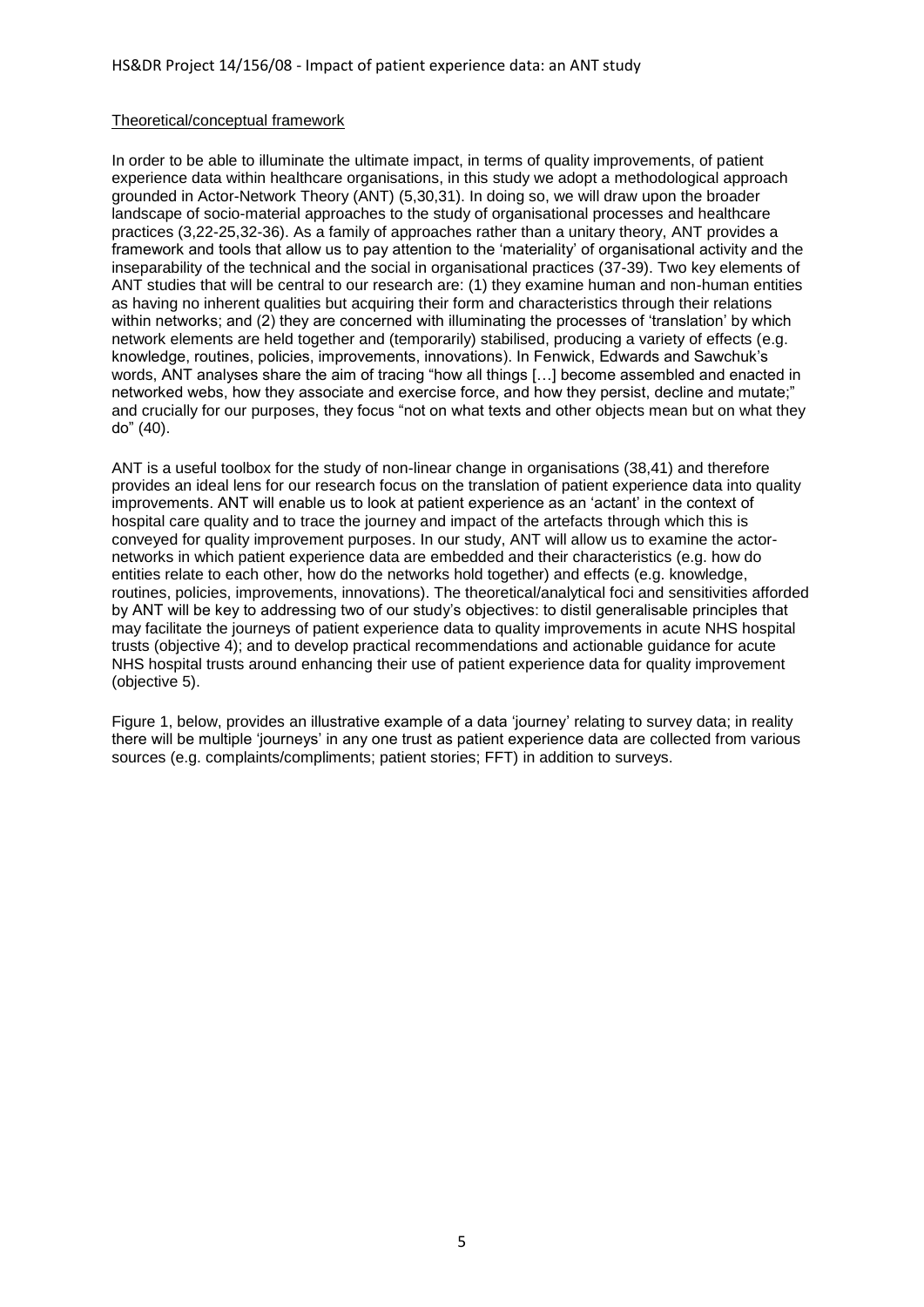Theoretical/conceptual framework

In order to be able to illuminate the ultimate impact, in terms of quality improvements, of patient experience data within healthcare organisations, in this study we adopt a methodological approach grounded in Actor-Network Theory (ANT) (5,30,31). In doing so, we will draw upon the broader landscape of socio-material approaches to the study of organisational processes and healthcare practices (3,22-25,32-36). As a family of approaches rather than a unitary theory, ANT provides a framework and tools that allow us to pay attention to the 'materiality' of organisational activity and the inseparability of the technical and the social in organisational practices (37-39). Two key elements of ANT studies that will be central to our research are: (1) they examine human and non-human entities as having no inherent qualities but acquiring their form and characteristics through their relations within networks; and (2) they are concerned with illuminating the processes of 'translation' by which network elements are held together and (temporarily) stabilised, producing a variety of effects (e.g. knowledge, routines, policies, improvements, innovations). In Fenwick, Edwards and Sawchuk's words, ANT analyses share the aim of tracing "how all things […] become assembled and enacted in networked webs, how they associate and exercise force, and how they persist, decline and mutate;" and crucially for our purposes, they focus "not on what texts and other objects mean but on what they do" (40).

ANT is a useful toolbox for the study of non-linear change in organisations (38,41) and therefore provides an ideal lens for our research focus on the translation of patient experience data into quality improvements. ANT will enable us to look at patient experience as an 'actant' in the context of hospital care quality and to trace the journey and impact of the artefacts through which this is conveyed for quality improvement purposes. In our study, ANT will allow us to examine the actor-networks in which patient experience data are embedded and their characteristics (e.g. how do entities relate to each other, how do the networks hold together) and effects (e.g. knowledge, routines, policies, improvements, innovations). The theoretical/analytical foci and sensitivities afforded by ANT will be key to addressing two of our study's objectives: to distil generalisable principles that may facilitate the journeys of patient experience data to quality improvements in acute NHS hospital trusts (objective 4); and to develop practical recommendations and actionable guidance for acute NHS hospital trusts around enhancing their use of patient experience data for quality improvement (objective 5).

Figure 1, below, provides an illustrative example of a data 'journey' relating to survey data; in reality there will be multiple 'journeys' in any one trust as patient experience data are collected from various sources (e.g. complaints/compliments; patient stories; FFT) in addition to surveys.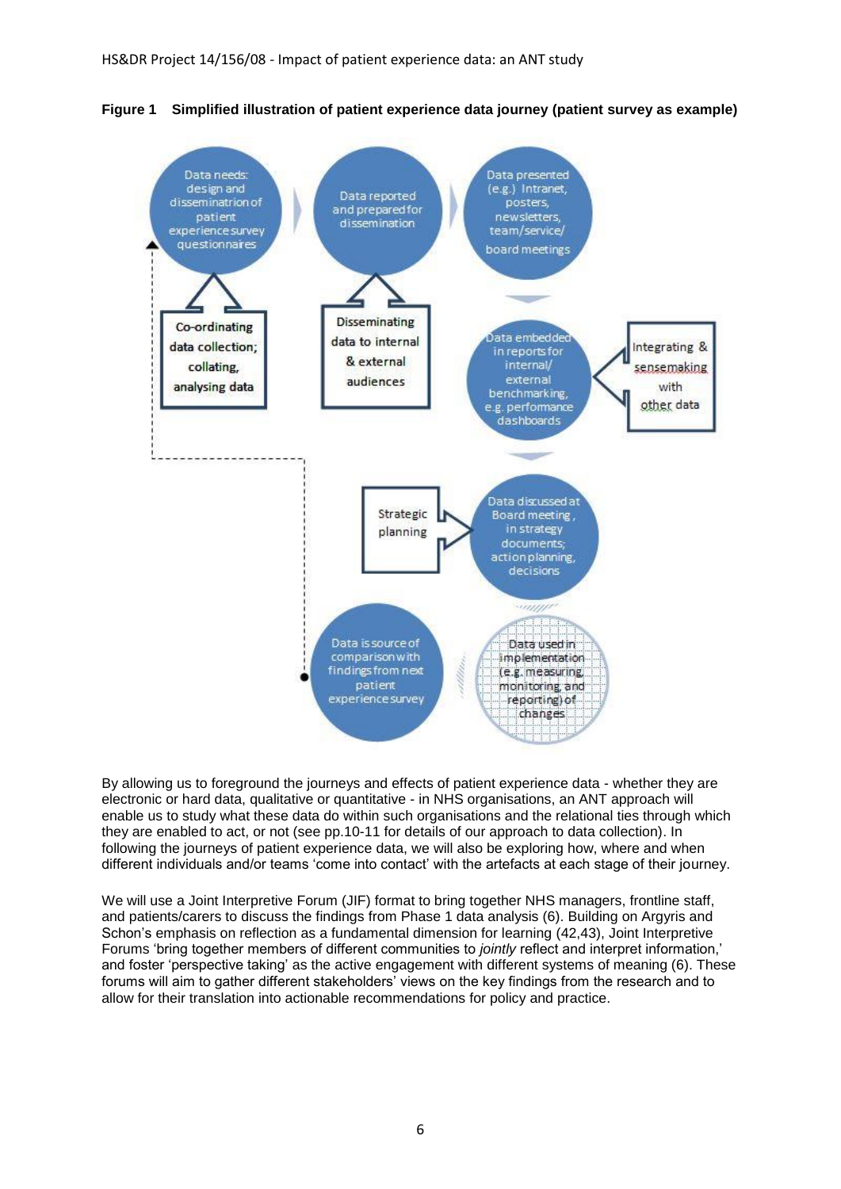**Figure 1 Simplified illustration of patient experience data journey (patient survey as example)**

Data needs: design and disseminatrion of patient experience survey questionnaires

Data reported and prepared for dissemination

Data presented (e.g.) Intranet, posters, newsletters, team/service/ board meetings

Co-ordinating data collection; collating, analysing data

Disseminating data to internal & external audiences

Data embedded in reports for internal/ external benchmarking, e.g. performance dashboards

Integrating & sensemaking with other data

Strategic planning

Data discussed at Board meeting, in strategy documents; action planning, decisions

Data is source of comparison with findings from next patient experience survey

Data used in implementation (e.g. measuring, monitoring and reporting) of changes

By allowing us to foreground the journeys and effects of patient experience data - whether they are electronic or hard data, qualitative or quantitative - in NHS organisations, an ANT approach will enable us to study what these data do within such organisations and the relational ties through which they are enabled to act, or not (see pp.10-11 for details of our approach to data collection). In following the journeys of patient experience data, we will also be exploring how, where and when different individuals and/or teams 'come into contact' with the artefacts at each stage of their journey.

We will use a Joint Interpretive Forum (JIF) format to bring together NHS managers, frontline staff, and patients/carers to discuss the findings from Phase 1 data analysis (6). Building on Argyris and Schon's emphasis on reflection as a fundamental dimension for learning (42,43), Joint Interpretive Forums 'bring together members of different communities to *jointly* reflect and interpret information,' and foster 'perspective taking' as the active engagement with different systems of meaning (6). These forums will aim to gather different stakeholders' views on the key findings from the research and to allow for their translation into actionable recommendations for policy and practice.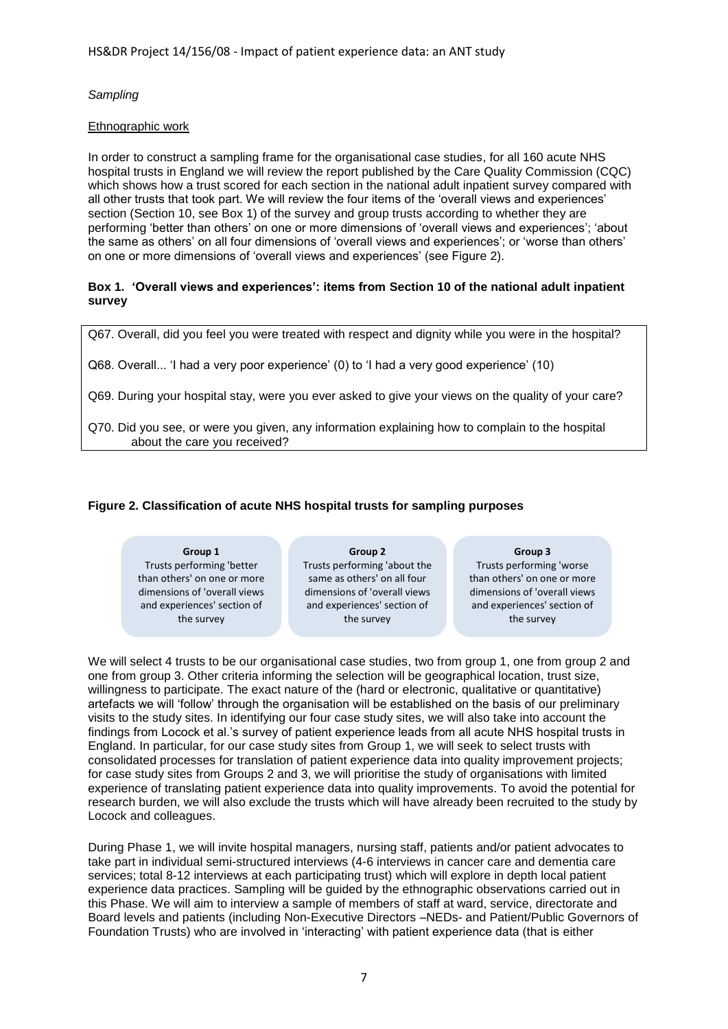*Sampling*

Ethnographic work

In order to construct a sampling frame for the organisational case studies, for all 160 acute NHS hospital trusts in England we will review the report published by the Care Quality Commission (CQC) which shows how a trust scored for each section in the national adult inpatient survey compared with all other trusts that took part. We will review the four items of the 'overall views and experiences' section (Section 10, see Box 1) of the survey and group trusts according to whether they are performing 'better than others' on one or more dimensions of 'overall views and experiences'; 'about the same as others' on all four dimensions of 'overall views and experiences'; or 'worse than others' on one or more dimensions of 'overall views and experiences' (see Figure 2).

**Box 1. 'Overall views and experiences': items from Section 10 of the national adult inpatient survey**

Q67. Overall, did you feel you were treated with respect and dignity while you were in the hospital?

Q68. Overall... 'I had a very poor experience' (0) to 'I had a very good experience' (10)

Q69. During your hospital stay, were you ever asked to give your views on the quality of your care?

Q70. Did you see, or were you given, any information explaining how to complain to the hospital about the care you received?

**Figure 2. Classification of acute NHS hospital trusts for sampling purposes**

| Group 1 | Group 2 | Group 3 |
|---|---|---|
| Trusts performing 'better than others' on one or more dimensions of 'overall views and experiences' section of the survey | Trusts performing 'about the same as others' on all four dimensions of 'overall views and experiences' section of the survey | Trusts performing 'worse than others' on one or more dimensions of 'overall views and experiences' section of the survey |

We will select 4 trusts to be our organisational case studies, two from group 1, one from group 2 and one from group 3. Other criteria informing the selection will be geographical location, trust size, willingness to participate. The exact nature of the (hard or electronic, qualitative or quantitative) artefacts we will 'follow' through the organisation will be established on the basis of our preliminary visits to the study sites. In identifying our four case study sites, we will also take into account the findings from Locock et al.'s survey of patient experience leads from all acute NHS hospital trusts in England. In particular, for our case study sites from Group 1, we will seek to select trusts with consolidated processes for translation of patient experience data into quality improvement projects; for case study sites from Groups 2 and 3, we will prioritise the study of organisations with limited experience of translating patient experience data into quality improvements. To avoid the potential for research burden, we will also exclude the trusts which will have already been recruited to the study by Locock and colleagues.

During Phase 1, we will invite hospital managers, nursing staff, patients and/or patient advocates to take part in individual semi-structured interviews (4-6 interviews in cancer care and dementia care services; total 8-12 interviews at each participating trust) which will explore in depth local patient experience data practices. Sampling will be guided by the ethnographic observations carried out in this Phase. We will aim to interview a sample of members of staff at ward, service, directorate and Board levels and patients (including Non-Executive Directors –NEDs- and Patient/Public Governors of Foundation Trusts) who are involved in 'interacting' with patient experience data (that is either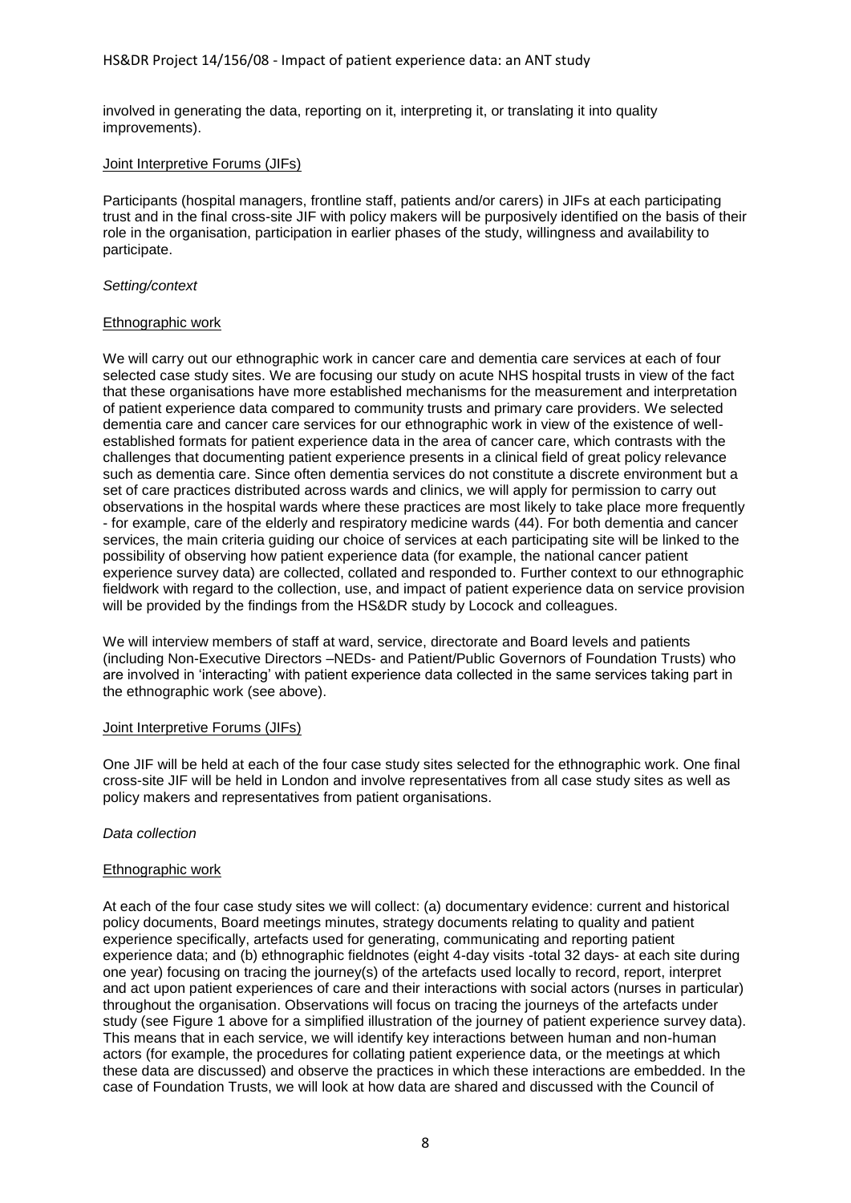involved in generating the data, reporting on it, interpreting it, or translating it into quality improvements).

Joint Interpretive Forums (JIFs)

Participants (hospital managers, frontline staff, patients and/or carers) in JIFs at each participating trust and in the final cross-site JIF with policy makers will be purposively identified on the basis of their role in the organisation, participation in earlier phases of the study, willingness and availability to participate.

*Setting/context*

Ethnographic work

We will carry out our ethnographic work in cancer care and dementia care services at each of four selected case study sites. We are focusing our study on acute NHS hospital trusts in view of the fact that these organisations have more established mechanisms for the measurement and interpretation of patient experience data compared to community trusts and primary care providers. We selected dementia care and cancer care services for our ethnographic work in view of the existence of well-established formats for patient experience data in the area of cancer care, which contrasts with the challenges that documenting patient experience presents in a clinical field of great policy relevance such as dementia care. Since often dementia services do not constitute a discrete environment but a set of care practices distributed across wards and clinics, we will apply for permission to carry out observations in the hospital wards where these practices are most likely to take place more frequently - for example, care of the elderly and respiratory medicine wards (44). For both dementia and cancer services, the main criteria guiding our choice of services at each participating site will be linked to the possibility of observing how patient experience data (for example, the national cancer patient experience survey data) are collected, collated and responded to. Further context to our ethnographic fieldwork with regard to the collection, use, and impact of patient experience data on service provision will be provided by the findings from the HS&DR study by Locock and colleagues.

We will interview members of staff at ward, service, directorate and Board levels and patients (including Non-Executive Directors –NEDs- and Patient/Public Governors of Foundation Trusts) who are involved in 'interacting' with patient experience data collected in the same services taking part in the ethnographic work (see above).

Joint Interpretive Forums (JIFs)

One JIF will be held at each of the four case study sites selected for the ethnographic work. One final cross-site JIF will be held in London and involve representatives from all case study sites as well as policy makers and representatives from patient organisations.

*Data collection*

Ethnographic work

At each of the four case study sites we will collect: (a) documentary evidence: current and historical policy documents, Board meetings minutes, strategy documents relating to quality and patient experience specifically, artefacts used for generating, communicating and reporting patient experience data; and (b) ethnographic fieldnotes (eight 4-day visits -total 32 days- at each site during one year) focusing on tracing the journey(s) of the artefacts used locally to record, report, interpret and act upon patient experiences of care and their interactions with social actors (nurses in particular) throughout the organisation. Observations will focus on tracing the journeys of the artefacts under study (see Figure 1 above for a simplified illustration of the journey of patient experience survey data). This means that in each service, we will identify key interactions between human and non-human actors (for example, the procedures for collating patient experience data, or the meetings at which these data are discussed) and observe the practices in which these interactions are embedded. In the case of Foundation Trusts, we will look at how data are shared and discussed with the Council of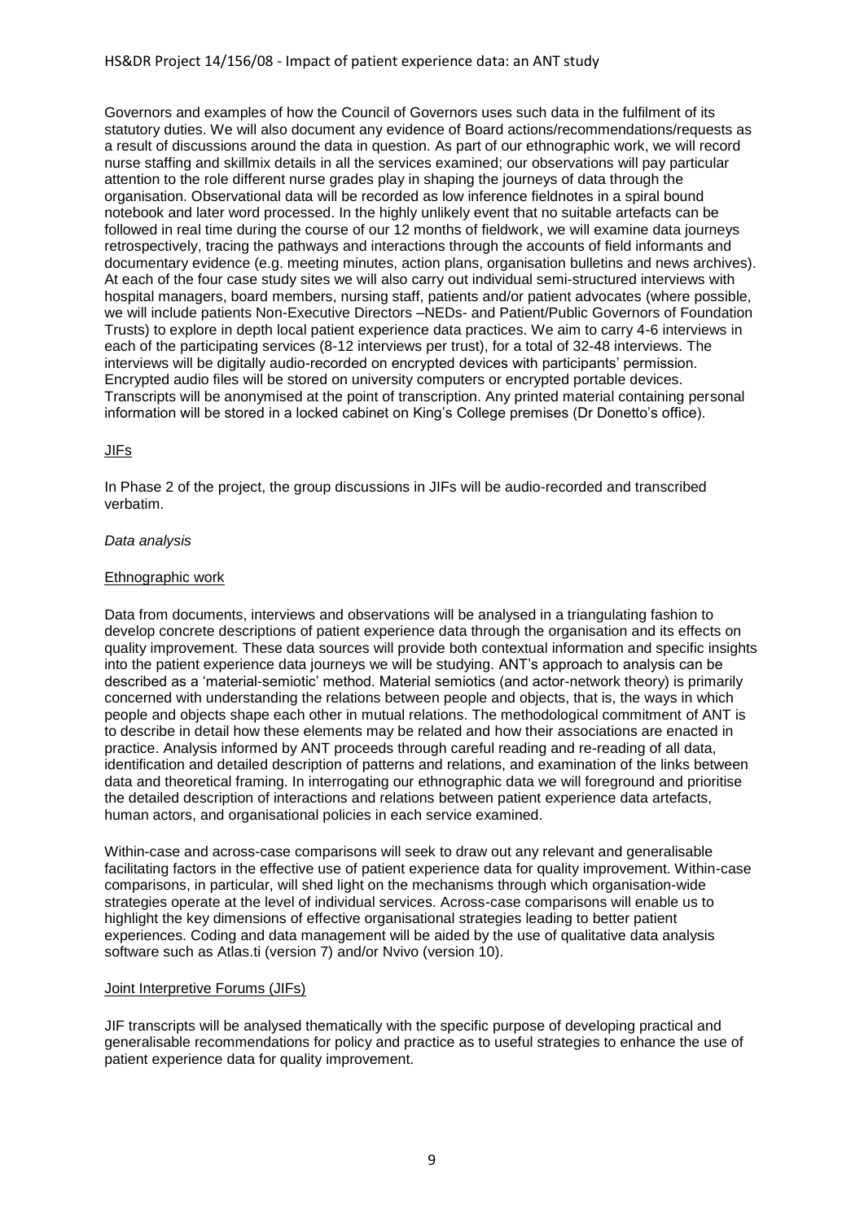Governors and examples of how the Council of Governors uses such data in the fulfilment of its statutory duties. We will also document any evidence of Board actions/recommendations/requests as a result of discussions around the data in question. As part of our ethnographic work, we will record nurse staffing and skillmix details in all the services examined; our observations will pay particular attention to the role different nurse grades play in shaping the journeys of data through the organisation. Observational data will be recorded as low inference fieldnotes in a spiral bound notebook and later word processed. In the highly unlikely event that no suitable artefacts can be followed in real time during the course of our 12 months of fieldwork, we will examine data journeys retrospectively, tracing the pathways and interactions through the accounts of field informants and documentary evidence (e.g. meeting minutes, action plans, organisation bulletins and news archives). At each of the four case study sites we will also carry out individual semi-structured interviews with hospital managers, board members, nursing staff, patients and/or patient advocates (where possible, we will include patients Non-Executive Directors –NEDs- and Patient/Public Governors of Foundation Trusts) to explore in depth local patient experience data practices. We aim to carry 4-6 interviews in each of the participating services (8-12 interviews per trust), for a total of 32-48 interviews. The interviews will be digitally audio-recorded on encrypted devices with participants' permission. Encrypted audio files will be stored on university computers or encrypted portable devices. Transcripts will be anonymised at the point of transcription. Any printed material containing personal information will be stored in a locked cabinet on King's College premises (Dr Donetto's office).

<u>JIFs</u>

In Phase 2 of the project, the group discussions in JIFs will be audio-recorded and transcribed verbatim.

*Data analysis*

<u>Ethnographic work</u>

Data from documents, interviews and observations will be analysed in a triangulating fashion to develop concrete descriptions of patient experience data through the organisation and its effects on quality improvement. These data sources will provide both contextual information and specific insights into the patient experience data journeys we will be studying. ANT's approach to analysis can be described as a 'material-semiotic' method. Material semiotics (and actor-network theory) is primarily concerned with understanding the relations between people and objects, that is, the ways in which people and objects shape each other in mutual relations. The methodological commitment of ANT is to describe in detail how these elements may be related and how their associations are enacted in practice. Analysis informed by ANT proceeds through careful reading and re-reading of all data, identification and detailed description of patterns and relations, and examination of the links between data and theoretical framing. In interrogating our ethnographic data we will foreground and prioritise the detailed description of interactions and relations between patient experience data artefacts, human actors, and organisational policies in each service examined.

Within-case and across-case comparisons will seek to draw out any relevant and generalisable facilitating factors in the effective use of patient experience data for quality improvement. Within-case comparisons, in particular, will shed light on the mechanisms through which organisation-wide strategies operate at the level of individual services. Across-case comparisons will enable us to highlight the key dimensions of effective organisational strategies leading to better patient experiences. Coding and data management will be aided by the use of qualitative data analysis software such as Atlas.ti (version 7) and/or Nvivo (version 10).

<u>Joint Interpretive Forums (JIFs)</u>

JIF transcripts will be analysed thematically with the specific purpose of developing practical and generalisable recommendations for policy and practice as to useful strategies to enhance the use of patient experience data for quality improvement.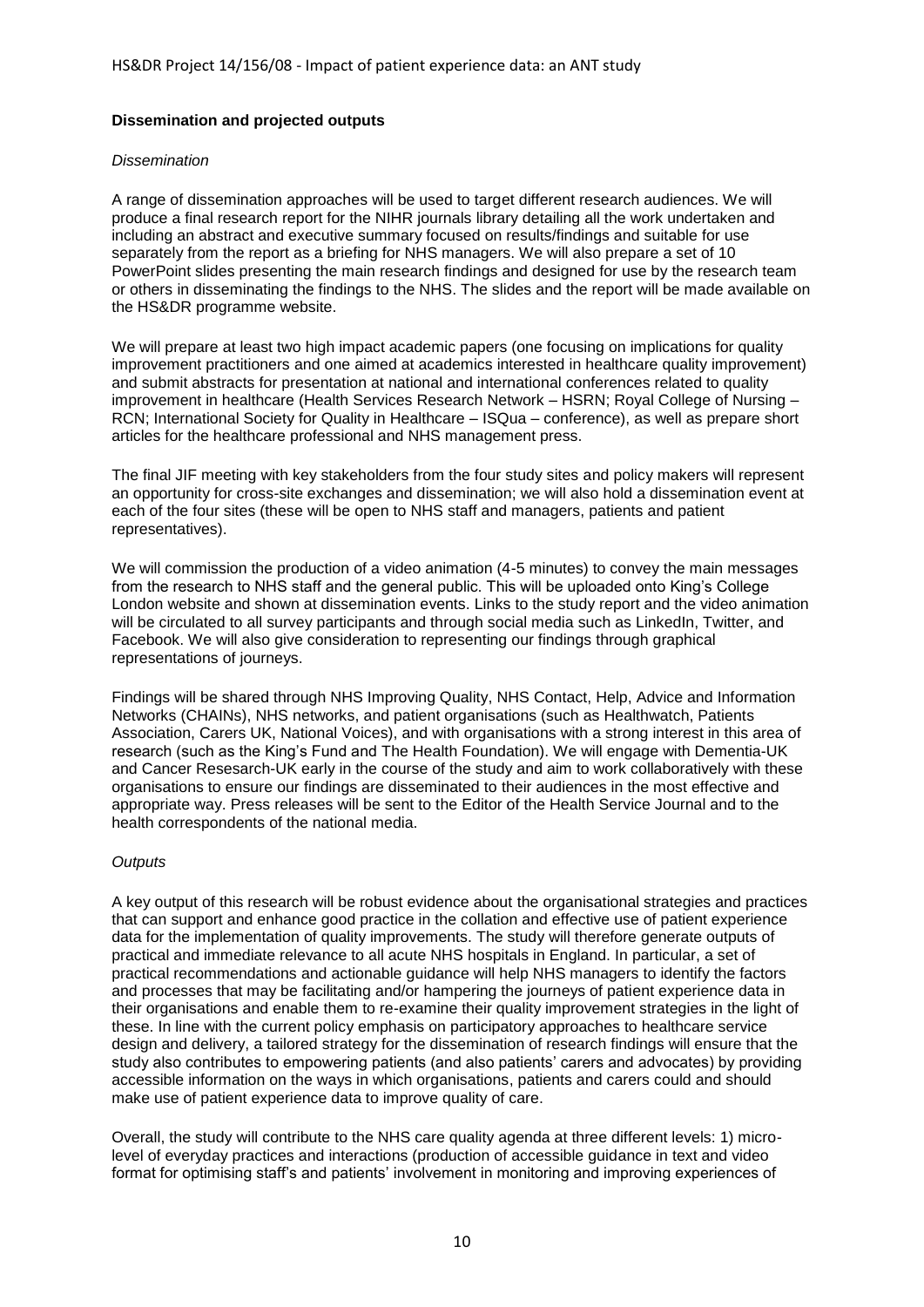**Dissemination and projected outputs**

*Dissemination*

A range of dissemination approaches will be used to target different research audiences. We will produce a final research report for the NIHR journals library detailing all the work undertaken and including an abstract and executive summary focused on results/findings and suitable for use separately from the report as a briefing for NHS managers. We will also prepare a set of 10 PowerPoint slides presenting the main research findings and designed for use by the research team or others in disseminating the findings to the NHS. The slides and the report will be made available on the HS&DR programme website.

We will prepare at least two high impact academic papers (one focusing on implications for quality improvement practitioners and one aimed at academics interested in healthcare quality improvement) and submit abstracts for presentation at national and international conferences related to quality improvement in healthcare (Health Services Research Network – HSRN; Royal College of Nursing – RCN; International Society for Quality in Healthcare – ISQua – conference), as well as prepare short articles for the healthcare professional and NHS management press.

The final JIF meeting with key stakeholders from the four study sites and policy makers will represent an opportunity for cross-site exchanges and dissemination; we will also hold a dissemination event at each of the four sites (these will be open to NHS staff and managers, patients and patient representatives).

We will commission the production of a video animation (4-5 minutes) to convey the main messages from the research to NHS staff and the general public. This will be uploaded onto King's College London website and shown at dissemination events. Links to the study report and the video animation will be circulated to all survey participants and through social media such as LinkedIn, Twitter, and Facebook. We will also give consideration to representing our findings through graphical representations of journeys.

Findings will be shared through NHS Improving Quality, NHS Contact, Help, Advice and Information Networks (CHAINs), NHS networks, and patient organisations (such as Healthwatch, Patients Association, Carers UK, National Voices), and with organisations with a strong interest in this area of research (such as the King's Fund and The Health Foundation). We will engage with Dementia-UK and Cancer Resesarch-UK early in the course of the study and aim to work collaboratively with these organisations to ensure our findings are disseminated to their audiences in the most effective and appropriate way. Press releases will be sent to the Editor of the Health Service Journal and to the health correspondents of the national media.

*Outputs*

A key output of this research will be robust evidence about the organisational strategies and practices that can support and enhance good practice in the collation and effective use of patient experience data for the implementation of quality improvements. The study will therefore generate outputs of practical and immediate relevance to all acute NHS hospitals in England. In particular, a set of practical recommendations and actionable guidance will help NHS managers to identify the factors and processes that may be facilitating and/or hampering the journeys of patient experience data in their organisations and enable them to re-examine their quality improvement strategies in the light of these. In line with the current policy emphasis on participatory approaches to healthcare service design and delivery, a tailored strategy for the dissemination of research findings will ensure that the study also contributes to empowering patients (and also patients' carers and advocates) by providing accessible information on the ways in which organisations, patients and carers could and should make use of patient experience data to improve quality of care.

Overall, the study will contribute to the NHS care quality agenda at three different levels: 1) micro-level of everyday practices and interactions (production of accessible guidance in text and video format for optimising staff's and patients' involvement in monitoring and improving experiences of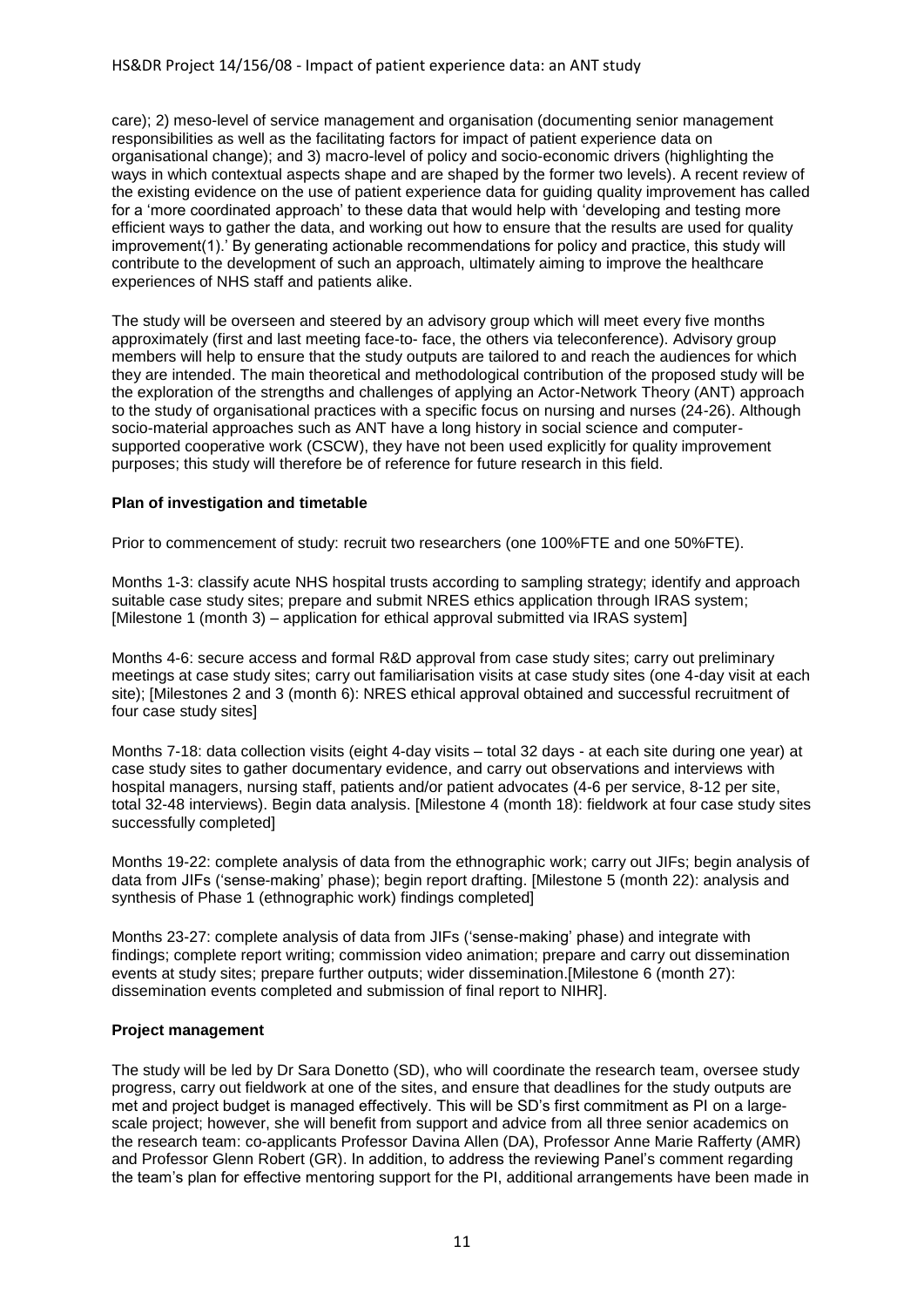care); 2) meso-level of service management and organisation (documenting senior management responsibilities as well as the facilitating factors for impact of patient experience data on organisational change); and 3) macro-level of policy and socio-economic drivers (highlighting the ways in which contextual aspects shape and are shaped by the former two levels). A recent review of the existing evidence on the use of patient experience data for guiding quality improvement has called for a 'more coordinated approach' to these data that would help with 'developing and testing more efficient ways to gather the data, and working out how to ensure that the results are used for quality improvement(1).' By generating actionable recommendations for policy and practice, this study will contribute to the development of such an approach, ultimately aiming to improve the healthcare experiences of NHS staff and patients alike.

The study will be overseen and steered by an advisory group which will meet every five months approximately (first and last meeting face-to- face, the others via teleconference). Advisory group members will help to ensure that the study outputs are tailored to and reach the audiences for which they are intended. The main theoretical and methodological contribution of the proposed study will be the exploration of the strengths and challenges of applying an Actor-Network Theory (ANT) approach to the study of organisational practices with a specific focus on nursing and nurses (24-26). Although socio-material approaches such as ANT have a long history in social science and computer-supported cooperative work (CSCW), they have not been used explicitly for quality improvement purposes; this study will therefore be of reference for future research in this field.

**Plan of investigation and timetable**

Prior to commencement of study: recruit two researchers (one 100%FTE and one 50%FTE).

Months 1-3: classify acute NHS hospital trusts according to sampling strategy; identify and approach suitable case study sites; prepare and submit NRES ethics application through IRAS system; [Milestone 1 (month 3) – application for ethical approval submitted via IRAS system]

Months 4-6: secure access and formal R&D approval from case study sites; carry out preliminary meetings at case study sites; carry out familiarisation visits at case study sites (one 4-day visit at each site); [Milestones 2 and 3 (month 6): NRES ethical approval obtained and successful recruitment of four case study sites]

Months 7-18: data collection visits (eight 4-day visits – total 32 days - at each site during one year) at case study sites to gather documentary evidence, and carry out observations and interviews with hospital managers, nursing staff, patients and/or patient advocates (4-6 per service, 8-12 per site, total 32-48 interviews). Begin data analysis. [Milestone 4 (month 18): fieldwork at four case study sites successfully completed]

Months 19-22: complete analysis of data from the ethnographic work; carry out JIFs; begin analysis of data from JIFs ('sense-making' phase); begin report drafting. [Milestone 5 (month 22): analysis and synthesis of Phase 1 (ethnographic work) findings completed]

Months 23-27: complete analysis of data from JIFs ('sense-making' phase) and integrate with findings; complete report writing; commission video animation; prepare and carry out dissemination events at study sites; prepare further outputs; wider dissemination.[Milestone 6 (month 27): dissemination events completed and submission of final report to NIHR].

**Project management**

The study will be led by Dr Sara Donetto (SD), who will coordinate the research team, oversee study progress, carry out fieldwork at one of the sites, and ensure that deadlines for the study outputs are met and project budget is managed effectively. This will be SD's first commitment as PI on a large-scale project; however, she will benefit from support and advice from all three senior academics on the research team: co-applicants Professor Davina Allen (DA), Professor Anne Marie Rafferty (AMR) and Professor Glenn Robert (GR). In addition, to address the reviewing Panel's comment regarding the team's plan for effective mentoring support for the PI, additional arrangements have been made in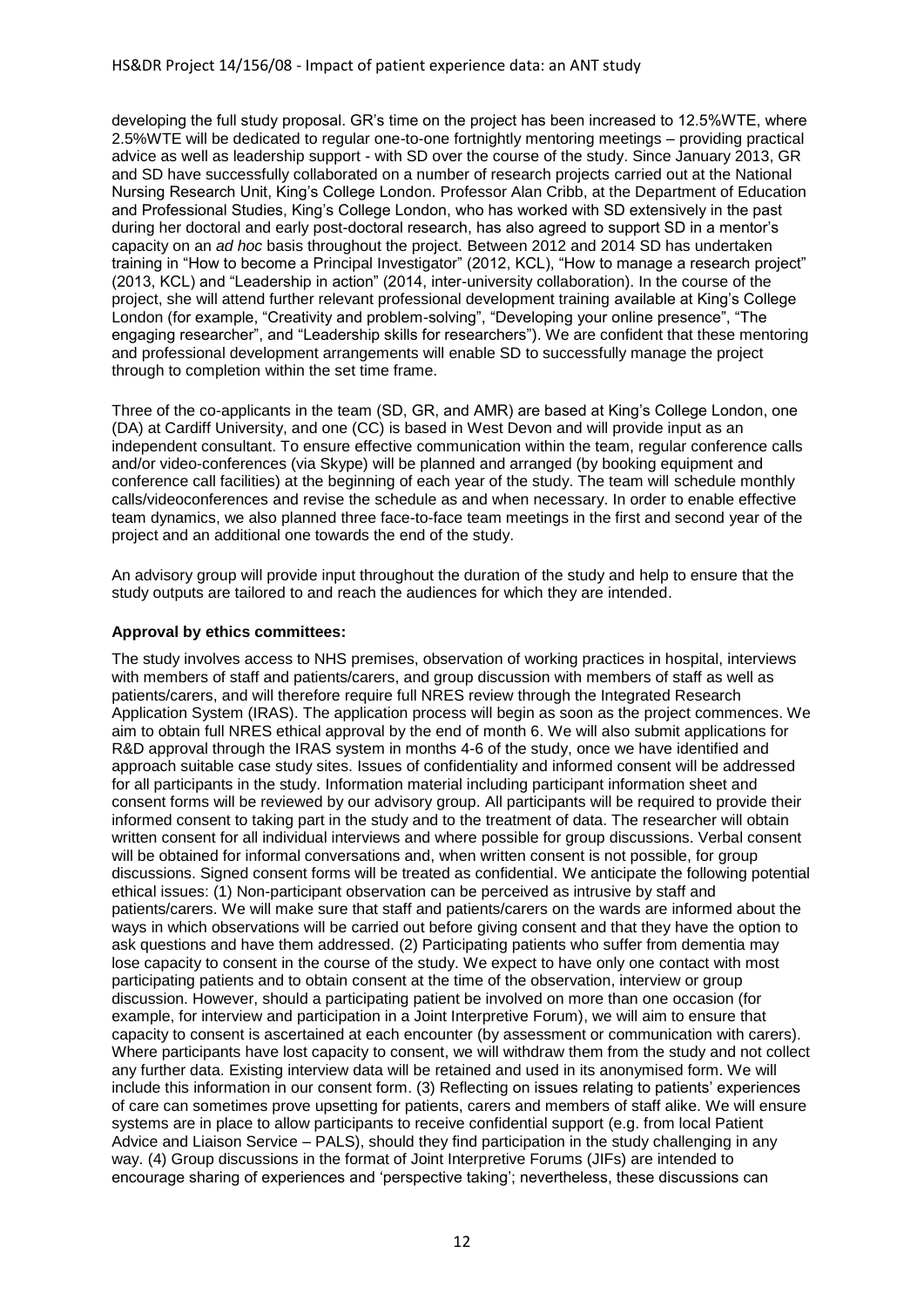developing the full study proposal. GR's time on the project has been increased to 12.5%WTE, where 2.5%WTE will be dedicated to regular one-to-one fortnightly mentoring meetings – providing practical advice as well as leadership support - with SD over the course of the study. Since January 2013, GR and SD have successfully collaborated on a number of research projects carried out at the National Nursing Research Unit, King's College London. Professor Alan Cribb, at the Department of Education and Professional Studies, King's College London, who has worked with SD extensively in the past during her doctoral and early post-doctoral research, has also agreed to support SD in a mentor's capacity on an *ad hoc* basis throughout the project. Between 2012 and 2014 SD has undertaken training in "How to become a Principal Investigator" (2012, KCL), "How to manage a research project" (2013, KCL) and "Leadership in action" (2014, inter-university collaboration). In the course of the project, she will attend further relevant professional development training available at King's College London (for example, "Creativity and problem-solving", "Developing your online presence", "The engaging researcher", and "Leadership skills for researchers"). We are confident that these mentoring and professional development arrangements will enable SD to successfully manage the project through to completion within the set time frame.

Three of the co-applicants in the team (SD, GR, and AMR) are based at King's College London, one (DA) at Cardiff University, and one (CC) is based in West Devon and will provide input as an independent consultant. To ensure effective communication within the team, regular conference calls and/or video-conferences (via Skype) will be planned and arranged (by booking equipment and conference call facilities) at the beginning of each year of the study. The team will schedule monthly calls/videoconferences and revise the schedule as and when necessary. In order to enable effective team dynamics, we also planned three face-to-face team meetings in the first and second year of the project and an additional one towards the end of the study.

An advisory group will provide input throughout the duration of the study and help to ensure that the study outputs are tailored to and reach the audiences for which they are intended.

**Approval by ethics committees:**

The study involves access to NHS premises, observation of working practices in hospital, interviews with members of staff and patients/carers, and group discussion with members of staff as well as patients/carers, and will therefore require full NRES review through the Integrated Research Application System (IRAS). The application process will begin as soon as the project commences. We aim to obtain full NRES ethical approval by the end of month 6. We will also submit applications for R&D approval through the IRAS system in months 4-6 of the study, once we have identified and approach suitable case study sites. Issues of confidentiality and informed consent will be addressed for all participants in the study. Information material including participant information sheet and consent forms will be reviewed by our advisory group. All participants will be required to provide their informed consent to taking part in the study and to the treatment of data. The researcher will obtain written consent for all individual interviews and where possible for group discussions. Verbal consent will be obtained for informal conversations and, when written consent is not possible, for group discussions. Signed consent forms will be treated as confidential. We anticipate the following potential ethical issues: (1) Non-participant observation can be perceived as intrusive by staff and patients/carers. We will make sure that staff and patients/carers on the wards are informed about the ways in which observations will be carried out before giving consent and that they have the option to ask questions and have them addressed. (2) Participating patients who suffer from dementia may lose capacity to consent in the course of the study. We expect to have only one contact with most participating patients and to obtain consent at the time of the observation, interview or group discussion. However, should a participating patient be involved on more than one occasion (for example, for interview and participation in a Joint Interpretive Forum), we will aim to ensure that capacity to consent is ascertained at each encounter (by assessment or communication with carers). Where participants have lost capacity to consent, we will withdraw them from the study and not collect any further data. Existing interview data will be retained and used in its anonymised form. We will include this information in our consent form. (3) Reflecting on issues relating to patients' experiences of care can sometimes prove upsetting for patients, carers and members of staff alike. We will ensure systems are in place to allow participants to receive confidential support (e.g. from local Patient Advice and Liaison Service – PALS), should they find participation in the study challenging in any way. (4) Group discussions in the format of Joint Interpretive Forums (JIFs) are intended to encourage sharing of experiences and 'perspective taking'; nevertheless, these discussions can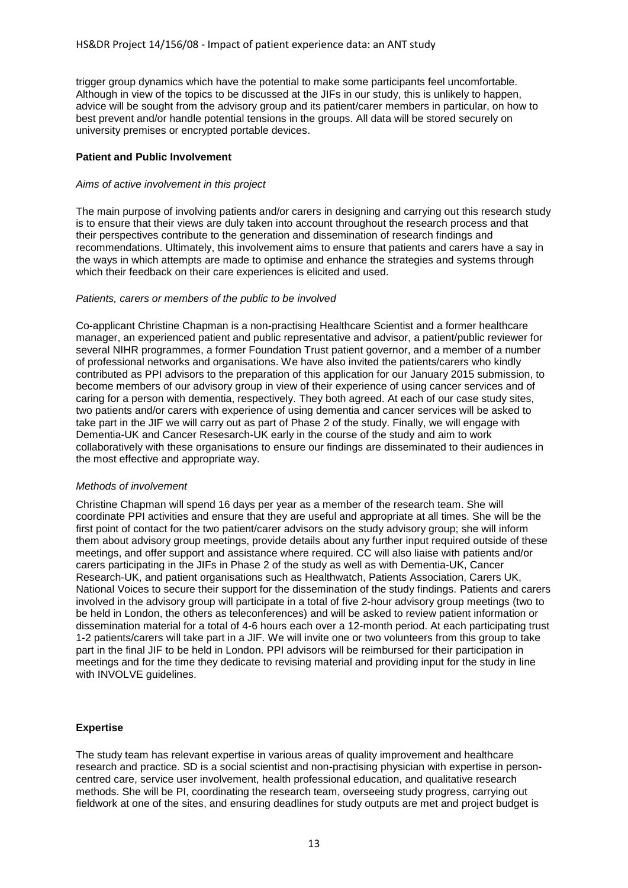trigger group dynamics which have the potential to make some participants feel uncomfortable. Although in view of the topics to be discussed at the JIFs in our study, this is unlikely to happen, advice will be sought from the advisory group and its patient/carer members in particular, on how to best prevent and/or handle potential tensions in the groups. All data will be stored securely on university premises or encrypted portable devices.

**Patient and Public Involvement**

*Aims of active involvement in this project*

The main purpose of involving patients and/or carers in designing and carrying out this research study is to ensure that their views are duly taken into account throughout the research process and that their perspectives contribute to the generation and dissemination of research findings and recommendations. Ultimately, this involvement aims to ensure that patients and carers have a say in the ways in which attempts are made to optimise and enhance the strategies and systems through which their feedback on their care experiences is elicited and used.

*Patients, carers or members of the public to be involved*

Co-applicant Christine Chapman is a non-practising Healthcare Scientist and a former healthcare manager, an experienced patient and public representative and advisor, a patient/public reviewer for several NIHR programmes, a former Foundation Trust patient governor, and a member of a number of professional networks and organisations. We have also invited the patients/carers who kindly contributed as PPI advisors to the preparation of this application for our January 2015 submission, to become members of our advisory group in view of their experience of using cancer services and of caring for a person with dementia, respectively. They both agreed. At each of our case study sites, two patients and/or carers with experience of using dementia and cancer services will be asked to take part in the JIF we will carry out as part of Phase 2 of the study. Finally, we will engage with Dementia-UK and Cancer Resesarch-UK early in the course of the study and aim to work collaboratively with these organisations to ensure our findings are disseminated to their audiences in the most effective and appropriate way.

*Methods of involvement*

Christine Chapman will spend 16 days per year as a member of the research team. She will coordinate PPI activities and ensure that they are useful and appropriate at all times. She will be the first point of contact for the two patient/carer advisors on the study advisory group; she will inform them about advisory group meetings, provide details about any further input required outside of these meetings, and offer support and assistance where required. CC will also liaise with patients and/or carers participating in the JIFs in Phase 2 of the study as well as with Dementia-UK, Cancer Research-UK, and patient organisations such as Healthwatch, Patients Association, Carers UK, National Voices to secure their support for the dissemination of the study findings. Patients and carers involved in the advisory group will participate in a total of five 2-hour advisory group meetings (two to be held in London, the others as teleconferences) and will be asked to review patient information or dissemination material for a total of 4-6 hours each over a 12-month period. At each participating trust 1-2 patients/carers will take part in a JIF. We will invite one or two volunteers from this group to take part in the final JIF to be held in London. PPI advisors will be reimbursed for their participation in meetings and for the time they dedicate to revising material and providing input for the study in line with INVOLVE guidelines.

**Expertise**

The study team has relevant expertise in various areas of quality improvement and healthcare research and practice. SD is a social scientist and non-practising physician with expertise in person-centred care, service user involvement, health professional education, and qualitative research methods. She will be PI, coordinating the research team, overseeing study progress, carrying out fieldwork at one of the sites, and ensuring deadlines for study outputs are met and project budget is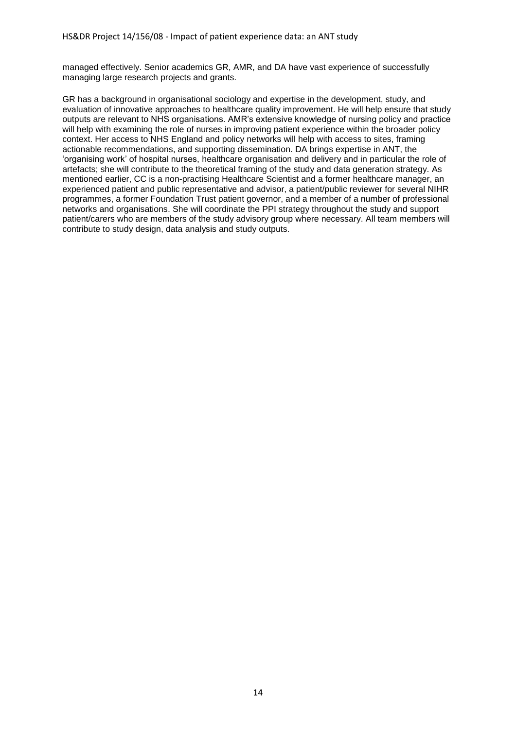managed effectively. Senior academics GR, AMR, and DA have vast experience of successfully managing large research projects and grants.

GR has a background in organisational sociology and expertise in the development, study, and evaluation of innovative approaches to healthcare quality improvement. He will help ensure that study outputs are relevant to NHS organisations. AMR's extensive knowledge of nursing policy and practice will help with examining the role of nurses in improving patient experience within the broader policy context. Her access to NHS England and policy networks will help with access to sites, framing actionable recommendations, and supporting dissemination. DA brings expertise in ANT, the 'organising work' of hospital nurses, healthcare organisation and delivery and in particular the role of artefacts; she will contribute to the theoretical framing of the study and data generation strategy. As mentioned earlier, CC is a non-practising Healthcare Scientist and a former healthcare manager, an experienced patient and public representative and advisor, a patient/public reviewer for several NIHR programmes, a former Foundation Trust patient governor, and a member of a number of professional networks and organisations. She will coordinate the PPI strategy throughout the study and support patient/carers who are members of the study advisory group where necessary. All team members will contribute to study design, data analysis and study outputs.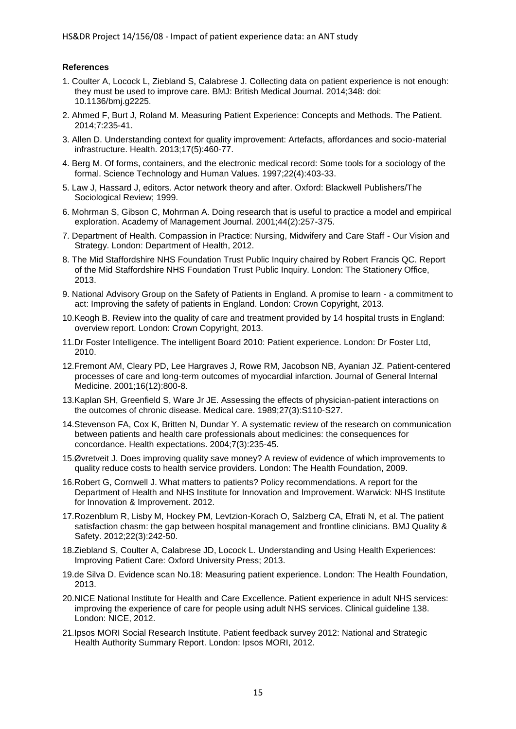**References**

1. Coulter A, Locock L, Ziebland S, Calabrese J. Collecting data on patient experience is not enough: they must be used to improve care. BMJ: British Medical Journal. 2014;348: doi: 10.1136/bmj.g2225.
2. Ahmed F, Burt J, Roland M. Measuring Patient Experience: Concepts and Methods. The Patient. 2014;7:235-41.
3. Allen D. Understanding context for quality improvement: Artefacts, affordances and socio-material infrastructure. Health. 2013;17(5):460-77.
4. Berg M. Of forms, containers, and the electronic medical record: Some tools for a sociology of the formal. Science Technology and Human Values. 1997;22(4):403-33.
5. Law J, Hassard J, editors. Actor network theory and after. Oxford: Blackwell Publishers/The Sociological Review; 1999.
6. Mohrman S, Gibson C, Mohrman A. Doing research that is useful to practice a model and empirical exploration. Academy of Management Journal. 2001;44(2):257-375.
7. Department of Health. Compassion in Practice: Nursing, Midwifery and Care Staff - Our Vision and Strategy. London: Department of Health, 2012.
8. The Mid Staffordshire NHS Foundation Trust Public Inquiry chaired by Robert Francis QC. Report of the Mid Staffordshire NHS Foundation Trust Public Inquiry. London: The Stationery Office, 2013.
9. National Advisory Group on the Safety of Patients in England. A promise to learn - a commitment to act: Improving the safety of patients in England. London: Crown Copyright, 2013.
10. Keogh B. Review into the quality of care and treatment provided by 14 hospital trusts in England: overview report. London: Crown Copyright, 2013.
11. Dr Foster Intelligence. The intelligent Board 2010: Patient experience. London: Dr Foster Ltd, 2010.
12. Fremont AM, Cleary PD, Lee Hargraves J, Rowe RM, Jacobson NB, Ayanian JZ. Patient-centered processes of care and long-term outcomes of myocardial infarction. Journal of General Internal Medicine. 2001;16(12):800-8.
13. Kaplan SH, Greenfield S, Ware Jr JE. Assessing the effects of physician-patient interactions on the outcomes of chronic disease. Medical care. 1989;27(3):S110-S27.
14. Stevenson FA, Cox K, Britten N, Dundar Y. A systematic review of the research on communication between patients and health care professionals about medicines: the consequences for concordance. Health expectations. 2004;7(3):235-45.
15. Øvretveit J. Does improving quality save money? A review of evidence of which improvements to quality reduce costs to health service providers. London: The Health Foundation, 2009.
16. Robert G, Cornwell J. What matters to patients? Policy recommendations. A report for the Department of Health and NHS Institute for Innovation and Improvement. Warwick: NHS Institute for Innovation & Improvement. 2012.
17. Rozenblum R, Lisby M, Hockey PM, Levtzion-Korach O, Salzberg CA, Efrati N, et al. The patient satisfaction chasm: the gap between hospital management and frontline clinicians. BMJ Quality & Safety. 2012;22(3):242-50.
18. Ziebland S, Coulter A, Calabrese JD, Locock L. Understanding and Using Health Experiences: Improving Patient Care: Oxford University Press; 2013.
19. de Silva D. Evidence scan No.18: Measuring patient experience. London: The Health Foundation, 2013.
20. NICE National Institute for Health and Care Excellence. Patient experience in adult NHS services: improving the experience of care for people using adult NHS services. Clinical guideline 138. London: NICE, 2012.
21. Ipsos MORI Social Research Institute. Patient feedback survey 2012: National and Strategic Health Authority Summary Report. London: Ipsos MORI, 2012.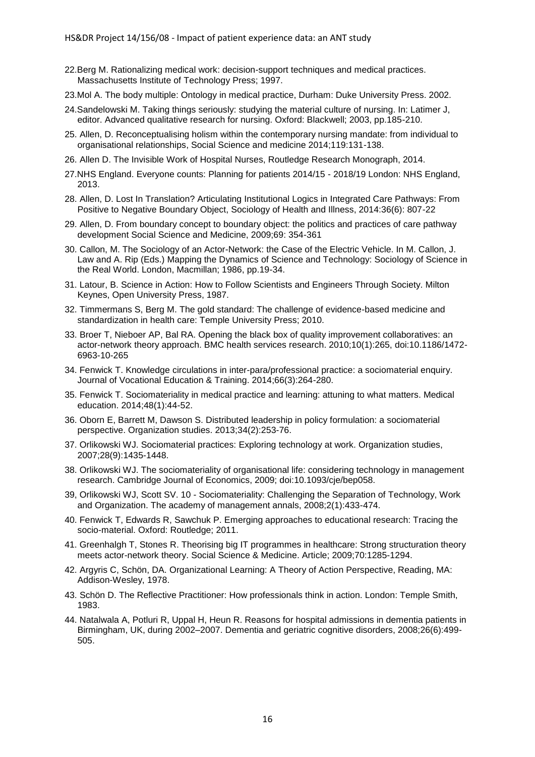22.Berg M. Rationalizing medical work: decision-support techniques and medical practices. Massachusetts Institute of Technology Press; 1997.

23.Mol A. The body multiple: Ontology in medical practice, Durham: Duke University Press. 2002.

24.Sandelowski M. Taking things seriously: studying the material culture of nursing. In: Latimer J, editor. Advanced qualitative research for nursing. Oxford: Blackwell; 2003, pp.185-210.

25. Allen, D. Reconceptualising holism within the contemporary nursing mandate: from individual to organisational relationships, Social Science and medicine 2014;119:131-138.

26. Allen D. The Invisible Work of Hospital Nurses, Routledge Research Monograph, 2014.

27.NHS England. Everyone counts: Planning for patients 2014/15 - 2018/19 London: NHS England, 2013.

28. Allen, D. Lost In Translation? Articulating Institutional Logics in Integrated Care Pathways: From Positive to Negative Boundary Object, Sociology of Health and Illness, 2014:36(6): 807-22

29. Allen, D. From boundary concept to boundary object: the politics and practices of care pathway development Social Science and Medicine, 2009;69: 354-361

30. Callon, M. The Sociology of an Actor-Network: the Case of the Electric Vehicle. In M. Callon, J. Law and A. Rip (Eds.) Mapping the Dynamics of Science and Technology: Sociology of Science in the Real World. London, Macmillan; 1986, pp.19-34.

31. Latour, B. Science in Action: How to Follow Scientists and Engineers Through Society. Milton Keynes, Open University Press, 1987.

32. Timmermans S, Berg M. The gold standard: The challenge of evidence-based medicine and standardization in health care: Temple University Press; 2010.

33. Broer T, Nieboer AP, Bal RA. Opening the black box of quality improvement collaboratives: an actor-network theory approach. BMC health services research. 2010;10(1):265, doi:10.1186/1472-6963-10-265

34. Fenwick T. Knowledge circulations in inter-para/professional practice: a sociomaterial enquiry. Journal of Vocational Education & Training. 2014;66(3):264-280.

35. Fenwick T. Sociomateriality in medical practice and learning: attuning to what matters. Medical education. 2014;48(1):44-52.

36. Oborn E, Barrett M, Dawson S. Distributed leadership in policy formulation: a sociomaterial perspective. Organization studies. 2013;34(2):253-76.

37. Orlikowski WJ. Sociomaterial practices: Exploring technology at work. Organization studies, 2007;28(9):1435-1448.

38. Orlikowski WJ. The sociomateriality of organisational life: considering technology in management research. Cambridge Journal of Economics, 2009; doi:10.1093/cje/bep058.

39, Orlikowski WJ, Scott SV. 10 - Sociomateriality: Challenging the Separation of Technology, Work and Organization. The academy of management annals, 2008;2(1):433-474.

40. Fenwick T, Edwards R, Sawchuk P. Emerging approaches to educational research: Tracing the socio-material. Oxford: Routledge; 2011.

41. Greenhalgh T, Stones R. Theorising big IT programmes in healthcare: Strong structuration theory meets actor-network theory. Social Science & Medicine. Article; 2009;70:1285-1294.

42. Argyris C, Schön, DA. Organizational Learning: A Theory of Action Perspective, Reading, MA: Addison-Wesley, 1978.

43. Schön D. The Reflective Practitioner: How professionals think in action. London: Temple Smith, 1983.

44. Natalwala A, Potluri R, Uppal H, Heun R. Reasons for hospital admissions in dementia patients in Birmingham, UK, during 2002–2007. Dementia and geriatric cognitive disorders, 2008;26(6):499-505.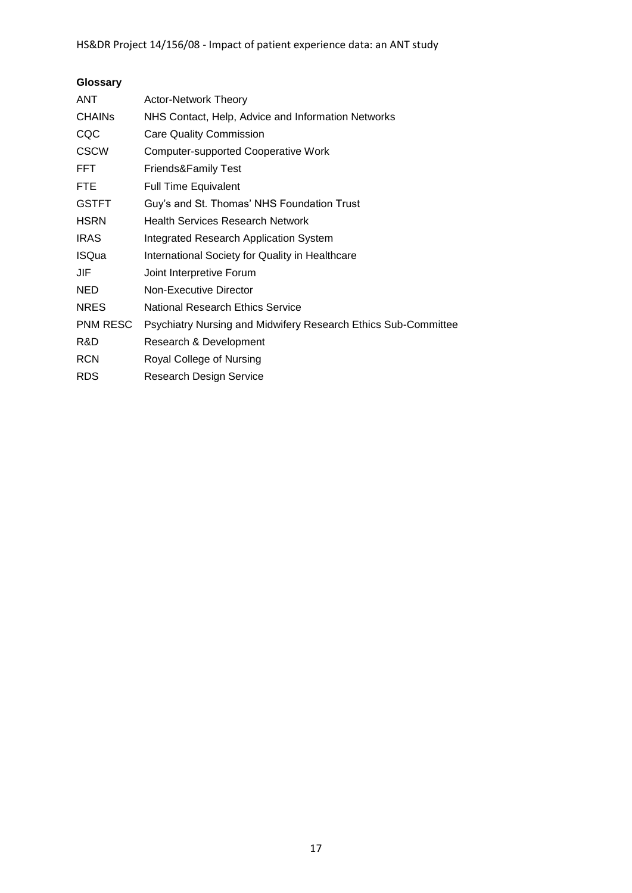## Glossary

| | |
|---|---|
| ANT | Actor-Network Theory |
| CHAINs | NHS Contact, Help, Advice and Information Networks |
| CQC | Care Quality Commission |
| CSCW | Computer-supported Cooperative Work |
| FFT | Friends&Family Test |
| FTE | Full Time Equivalent |
| GSTFT | Guy's and St. Thomas' NHS Foundation Trust |
| HSRN | Health Services Research Network |
| IRAS | Integrated Research Application System |
| ISQua | International Society for Quality in Healthcare |
| JIF | Joint Interpretive Forum |
| NED | Non-Executive Director |
| NRES | National Research Ethics Service |
| PNM RESC | Psychiatry Nursing and Midwifery Research Ethics Sub-Committee |
| R&D | Research & Development |
| RCN | Royal College of Nursing |
| RDS | Research Design Service |